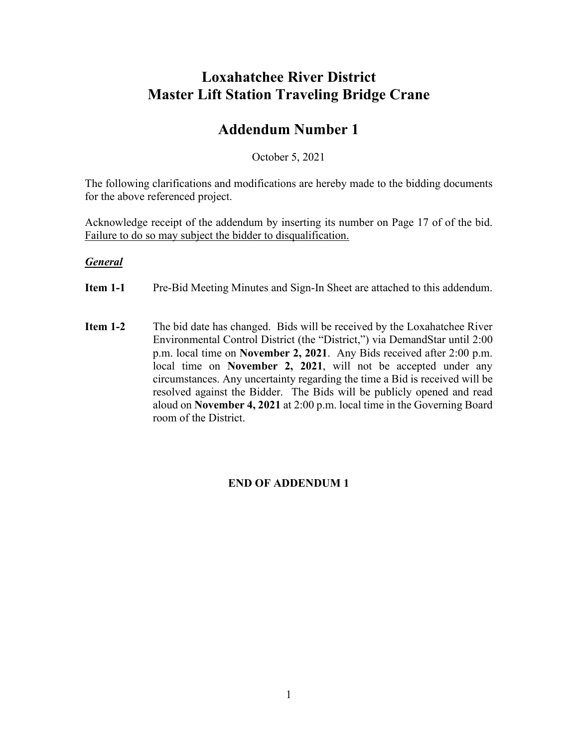# Loxahatchee River District
# Master Lift Station Traveling Bridge Crane

## Addendum Number 1

October 5, 2021

The following clarifications and modifications are hereby made to the bidding documents for the above referenced project.

Acknowledge receipt of the addendum by inserting its number on Page 17 of of the bid. Failure to do so may subject the bidder to disqualification.

***General***

**Item 1-1** Pre-Bid Meeting Minutes and Sign-In Sheet are attached to this addendum.

**Item 1-2** The bid date has changed. Bids will be received by the Loxahatchee River Environmental Control District (the "District,") via DemandStar until 2:00 p.m. local time on **November 2, 2021**. Any Bids received after 2:00 p.m. local time on **November 2, 2021**, will not be accepted under any circumstances. Any uncertainty regarding the time a Bid is received will be resolved against the Bidder. The Bids will be publicly opened and read aloud on **November 4, 2021** at 2:00 p.m. local time in the Governing Board room of the District.

**END OF ADDENDUM 1**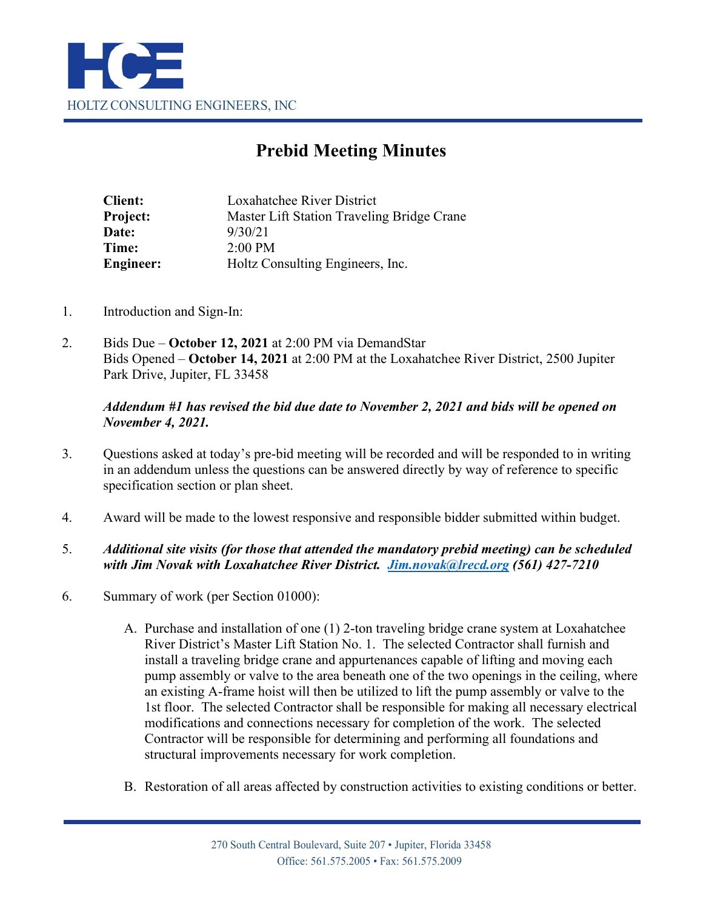HCE

HOLTZ CONSULTING ENGINEERS, INC

# Prebid Meeting Minutes

**Client:** Loxahatchee River District
**Project:** Master Lift Station Traveling Bridge Crane
**Date:** 9/30/21
**Time:** 2:00 PM
**Engineer:** Holtz Consulting Engineers, Inc.

1. Introduction and Sign-In:

2. Bids Due – **October 12, 2021** at 2:00 PM via DemandStar
   Bids Opened – **October 14, 2021** at 2:00 PM at the Loxahatchee River District, 2500 Jupiter Park Drive, Jupiter, FL 33458

   ***Addendum #1 has revised the bid due date to November 2, 2021 and bids will be opened on November 4, 2021.***

3. Questions asked at today's pre-bid meeting will be recorded and will be responded to in writing in an addendum unless the questions can be answered directly by way of reference to specific specification section or plan sheet.

4. Award will be made to the lowest responsive and responsible bidder submitted within budget.

5. ***Additional site visits (for those that attended the mandatory prebid meeting) can be scheduled with Jim Novak with Loxahatchee River District. Jim.novak@lrecd.org (561) 427-7210***

6. Summary of work (per Section 01000):

   A. Purchase and installation of one (1) 2-ton traveling bridge crane system at Loxahatchee River District's Master Lift Station No. 1. The selected Contractor shall furnish and install a traveling bridge crane and appurtenances capable of lifting and moving each pump assembly or valve to the area beneath one of the two openings in the ceiling, where an existing A-frame hoist will then be utilized to lift the pump assembly or valve to the 1st floor. The selected Contractor shall be responsible for making all necessary electrical modifications and connections necessary for completion of the work. The selected Contractor will be responsible for determining and performing all foundations and structural improvements necessary for work completion.

   B. Restoration of all areas affected by construction activities to existing conditions or better.

270 South Central Boulevard, Suite 207 • Jupiter, Florida 33458
Office: 561.575.2005 • Fax: 561.575.2009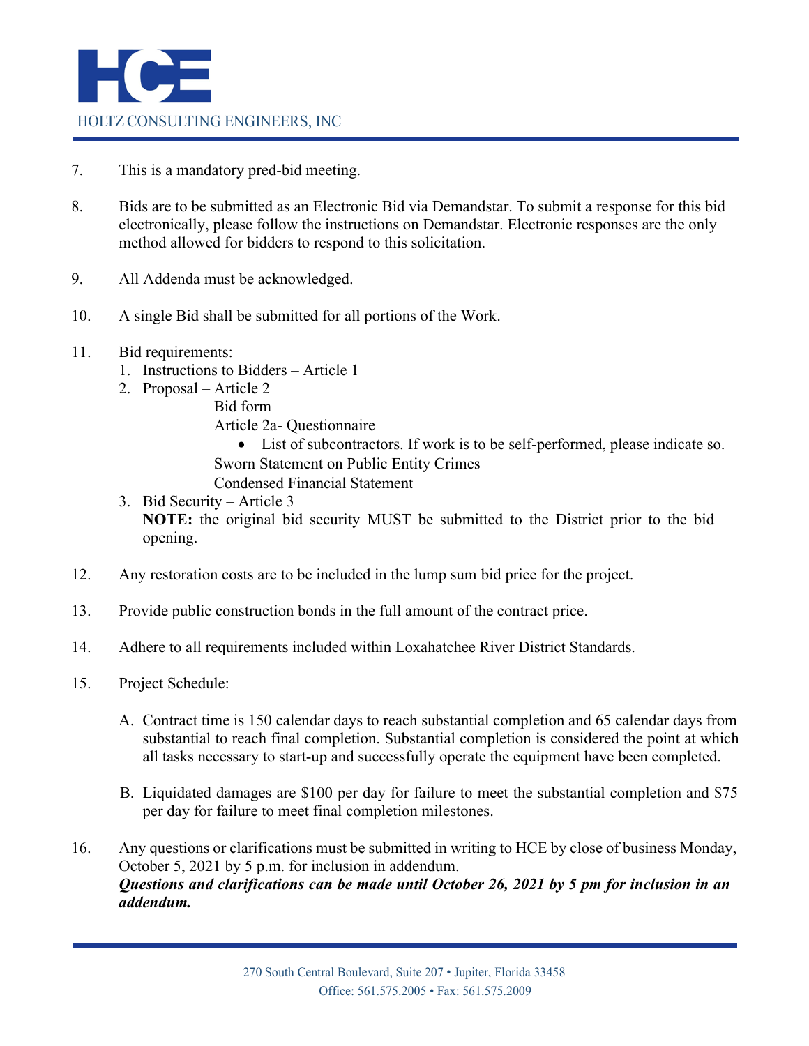7. This is a mandatory pred-bid meeting.

8. Bids are to be submitted as an Electronic Bid via Demandstar. To submit a response for this bid electronically, please follow the instructions on Demandstar. Electronic responses are the only method allowed for bidders to respond to this solicitation.

9. All Addenda must be acknowledged.

10. A single Bid shall be submitted for all portions of the Work.

11. Bid requirements:
    1. Instructions to Bidders – Article 1
    2. Proposal – Article 2
       - Bid form
       - Article 2a- Questionnaire
         - List of subcontractors. If work is to be self-performed, please indicate so.
       - Sworn Statement on Public Entity Crimes
       - Condensed Financial Statement
    3. Bid Security – Article 3

       **NOTE:** the original bid security MUST be submitted to the District prior to the bid opening.

12. Any restoration costs are to be included in the lump sum bid price for the project.

13. Provide public construction bonds in the full amount of the contract price.

14. Adhere to all requirements included within Loxahatchee River District Standards.

15. Project Schedule:

    A. Contract time is 150 calendar days to reach substantial completion and 65 calendar days from substantial to reach final completion. Substantial completion is considered the point at which all tasks necessary to start-up and successfully operate the equipment have been completed.

    B. Liquidated damages are $100 per day for failure to meet the substantial completion and $75 per day for failure to meet final completion milestones.

16. Any questions or clarifications must be submitted in writing to HCE by close of business Monday, October 5, 2021 by 5 p.m. for inclusion in addendum.
    ***Questions and clarifications can be made until October 26, 2021 by 5 pm for inclusion in an addendum.***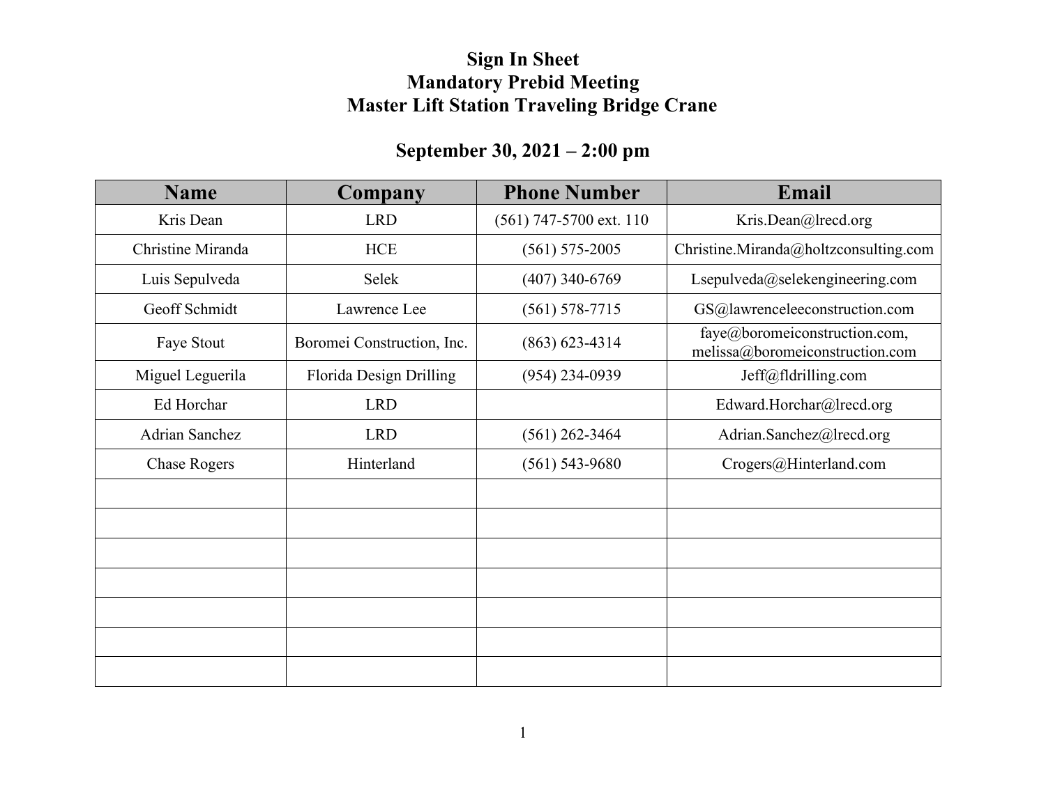# Sign In Sheet
# Mandatory Prebid Meeting
# Master Lift Station Traveling Bridge Crane

## September 30, 2021 – 2:00 pm

| Name | Company | Phone Number | Email |
|---|---|---|---|
| Kris Dean | LRD | (561) 747-5700 ext. 110 | Kris.Dean@lrecd.org |
| Christine Miranda | HCE | (561) 575-2005 | Christine.Miranda@holtzconsulting.com |
| Luis Sepulveda | Selek | (407) 340-6769 | Lsepulveda@selekengineering.com |
| Geoff Schmidt | Lawrence Lee | (561) 578-7715 | GS@lawrenceleeconstruction.com |
| Faye Stout | Boromei Construction, Inc. | (863) 623-4314 | faye@boromeiconstruction.com, melissa@boromeiconstruction.com |
| Miguel Leguerila | Florida Design Drilling | (954) 234-0939 | Jeff@fldrilling.com |
| Ed Horchar | LRD | | Edward.Horchar@lrecd.org |
| Adrian Sanchez | LRD | (561) 262-3464 | Adrian.Sanchez@lrecd.org |
| Chase Rogers | Hinterland | (561) 543-9680 | Crogers@Hinterland.com |
| | | | |
| | | | |
| | | | |
| | | | |
| | | | |
| | | | |
| | | | |